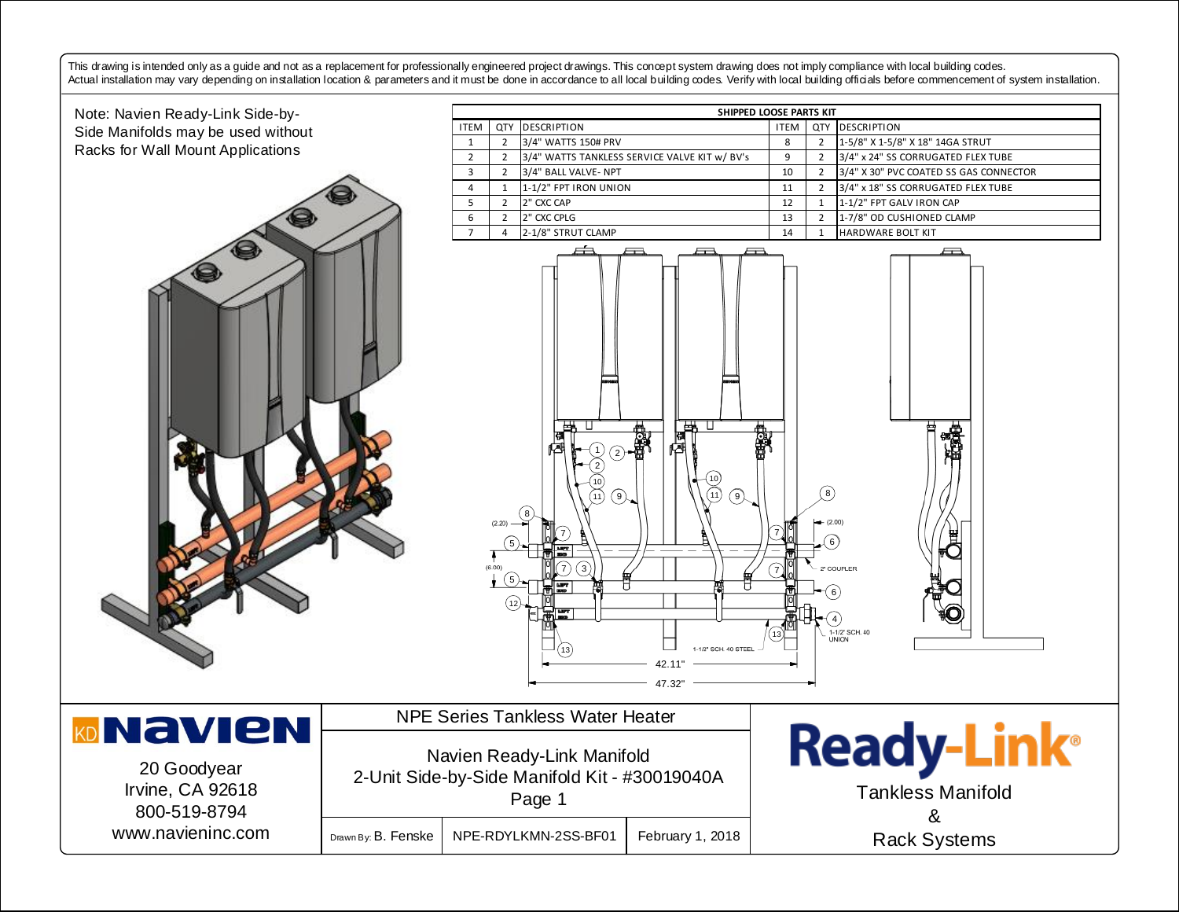This drawing is intended only as a guide and not as a replacement for professionally engineered project drawings. This concept system drawing does not imply compliance with local building codes. Actual installation may vary depending on installation location & parameters and it must be done in accordance to all local building codes. Verify with local building officials before commencement of system installation.

Note: Navien Ready-Link Side-by-Side Manifolds may be used without Racks for Wall Mount Applications

| SHIPPED LOOSE PARTS KIT | | | | | |
|---|---|---|---|---|---|
| ITEM | QTY | DESCRIPTION | ITEM | QTY | DESCRIPTION |
| 1 | 2 | 3/4" WATTS 150# PRV | 8 | 2 | 1-5/8" X 1-5/8" X 18" 14GA STRUT |
| 2 | 2 | 3/4" WATTS TANKLESS SERVICE VALVE KIT w/ BV's | 9 | 2 | 3/4" x 24" SS CORRUGATED FLEX TUBE |
| 3 | 2 | 3/4" BALL VALVE- NPT | 10 | 2 | 3/4" X 30" PVC COATED SS GAS CONNECTOR |
| 4 | 1 | 1-1/2" FPT IRON UNION | 11 | 2 | 3/4" x 18" SS CORRUGATED FLEX TUBE |
| 5 | 2 | 2" CXC CAP | 12 | 1 | 1-1/2" FPT GALV IRON CAP |
| 6 | 2 | 2" CXC CPLG | 13 | 2 | 1-7/8" OD CUSHIONED CLAMP |
| 7 | 4 | 2-1/8" STRUT CLAMP | 14 | 1 | HARDWARE BOLT KIT |

(2.20) (6.00) (2.00) 2" COUPLER 1-1/2" SCH. 40 UNION 1-1/2" SCH. 40 STEEL 42.11" 47.32"

**Navien**

20 Goodyear
Irvine, CA 92618
800-519-8794
www.navieninc.com

NPE Series Tankless Water Heater

Navien Ready-Link Manifold
2-Unit Side-by-Side Manifold Kit - #30019040A
Page 1

| Drawn By: B. Fenske | NPE-RDYLKMN-2SS-BF01 | February 1, 2018 |
|---|---|---|

**Ready-Link®**
Tankless Manifold
&
Rack Systems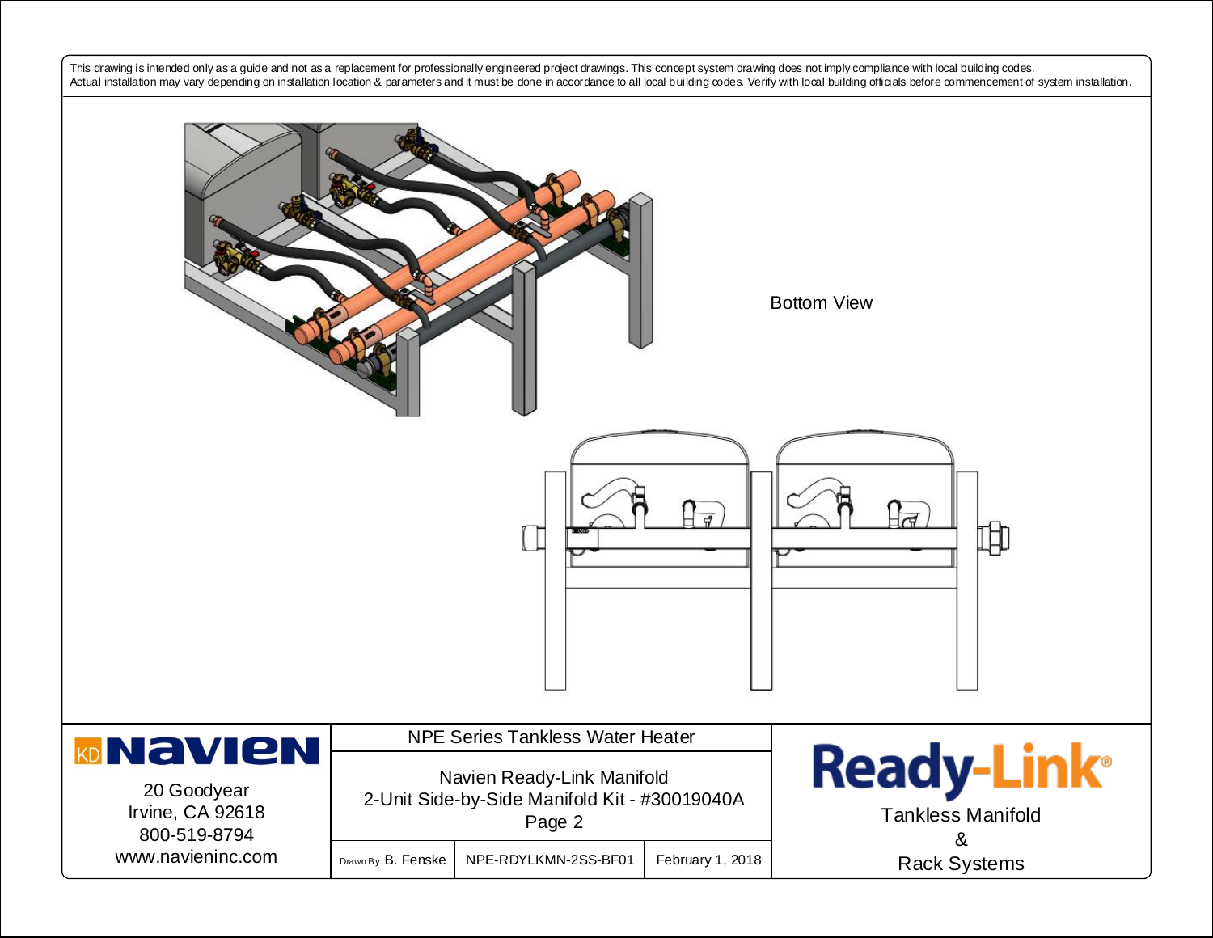This drawing is intended only as a guide and not as a replacement for professionally engineered project drawings. This concept system drawing does not imply compliance with local building codes. Actual installation may vary depending on installation location & parameters and it must be done in accordance to all local building codes. Verify with local building officials before commencement of system installation.

Bottom View

**Navien**

20 Goodyear
Irvine, CA 92618
800-519-8794
www.navieninc.com

NPE Series Tankless Water Heater

Navien Ready-Link Manifold
2-Unit Side-by-Side Manifold Kit - #30019040A
Page 2

| Drawn By: B. Fenske | NPE-RDYLKMN-2SS-BF01 | February 1, 2018 |
| --- | --- | --- |

**Ready-Link®**

Tankless Manifold
&
Rack Systems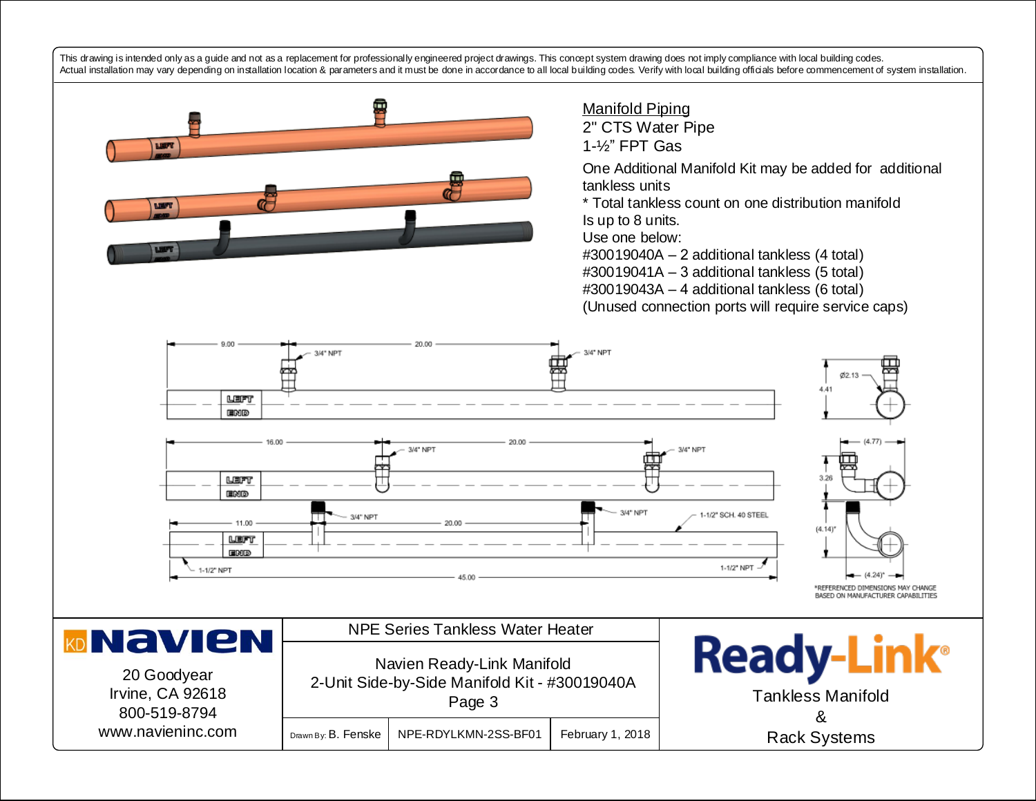This drawing is intended only as a guide and not as a replacement for professionally engineered project drawings. This concept system drawing does not imply compliance with local building codes. Actual installation may vary depending on installation location & parameters and it must be done in accordance to all local building codes. Verify with local building officials before commencement of system installation.

## Manifold Piping

2" CTS Water Pipe
1-½" FPT Gas

One Additional Manifold Kit may be added for additional tankless units
* Total tankless count on one distribution manifold
Is up to 8 units.
Use one below:
#30019040A – 2 additional tankless (4 total)
#30019041A – 3 additional tankless (5 total)
#30019043A – 4 additional tankless (6 total)
(Unused connection ports will require service caps)

9.00
20.00
3/4" NPT
3/4" NPT
LEFT END
Ø2.13
4.41

16.00
20.00
3/4" NPT
3/4" NPT
LEFT END
(4.77)
3.26

11.00
20.00
3/4" NPT
3/4" NPT
1-1/2" SCH. 40 STEEL
LEFT END
1-1/2" NPT
1-1/2" NPT
45.00
(4.14)*
(4.24)*

*REFERENCED DIMENSIONS MAY CHANGE BASED ON MANUFACTURER CAPABILITIES

| | | | |
|---|---|---|---|
| KD Navien<br>20 Goodyear<br>Irvine, CA 92618<br>800-519-8794<br>www.navieninc.com | NPE Series Tankless Water Heater | | |
| | Navien Ready-Link Manifold<br>2-Unit Side-by-Side Manifold Kit - #30019040A<br>Page 3 | | |
| | Drawn By: B. Fenske | NPE-RDYLKMN-2SS-BF01 | February 1, 2018 |

Ready-Link®
Tankless Manifold
&
Rack Systems